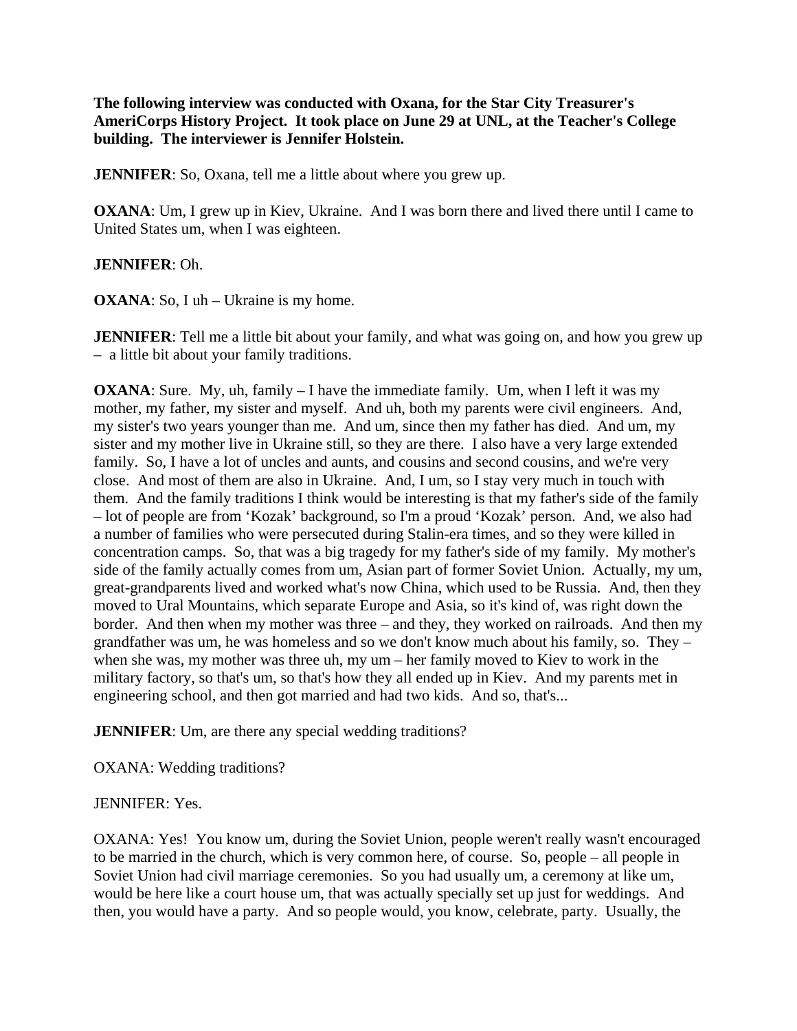**The following interview was conducted with Oxana, for the Star City Treasurer's AmeriCorps History Project. It took place on June 29 at UNL, at the Teacher's College building. The interviewer is Jennifer Holstein.**

**JENNIFER**: So, Oxana, tell me a little about where you grew up.

**OXANA**: Um, I grew up in Kiev, Ukraine. And I was born there and lived there until I came to United States um, when I was eighteen.

**JENNIFER**: Oh.

**OXANA**: So, I uh – Ukraine is my home.

**JENNIFER**: Tell me a little bit about your family, and what was going on, and how you grew up – a little bit about your family traditions.

**OXANA**: Sure. My, uh, family – I have the immediate family. Um, when I left it was my mother, my father, my sister and myself. And uh, both my parents were civil engineers. And, my sister's two years younger than me. And um, since then my father has died. And um, my sister and my mother live in Ukraine still, so they are there. I also have a very large extended family. So, I have a lot of uncles and aunts, and cousins and second cousins, and we're very close. And most of them are also in Ukraine. And, I um, so I stay very much in touch with them. And the family traditions I think would be interesting is that my father's side of the family – lot of people are from 'Kozak' background, so I'm a proud 'Kozak' person. And, we also had a number of families who were persecuted during Stalin-era times, and so they were killed in concentration camps. So, that was a big tragedy for my father's side of my family. My mother's side of the family actually comes from um, Asian part of former Soviet Union. Actually, my um, great-grandparents lived and worked what's now China, which used to be Russia. And, then they moved to Ural Mountains, which separate Europe and Asia, so it's kind of, was right down the border. And then when my mother was three – and they, they worked on railroads. And then my grandfather was um, he was homeless and so we don't know much about his family, so. They – when she was, my mother was three uh, my um – her family moved to Kiev to work in the military factory, so that's um, so that's how they all ended up in Kiev. And my parents met in engineering school, and then got married and had two kids. And so, that's...

**JENNIFER**: Um, are there any special wedding traditions?

OXANA: Wedding traditions?

JENNIFER: Yes.

OXANA: Yes! You know um, during the Soviet Union, people weren't really wasn't encouraged to be married in the church, which is very common here, of course. So, people – all people in Soviet Union had civil marriage ceremonies. So you had usually um, a ceremony at like um, would be here like a court house um, that was actually specially set up just for weddings. And then, you would have a party. And so people would, you know, celebrate, party. Usually, the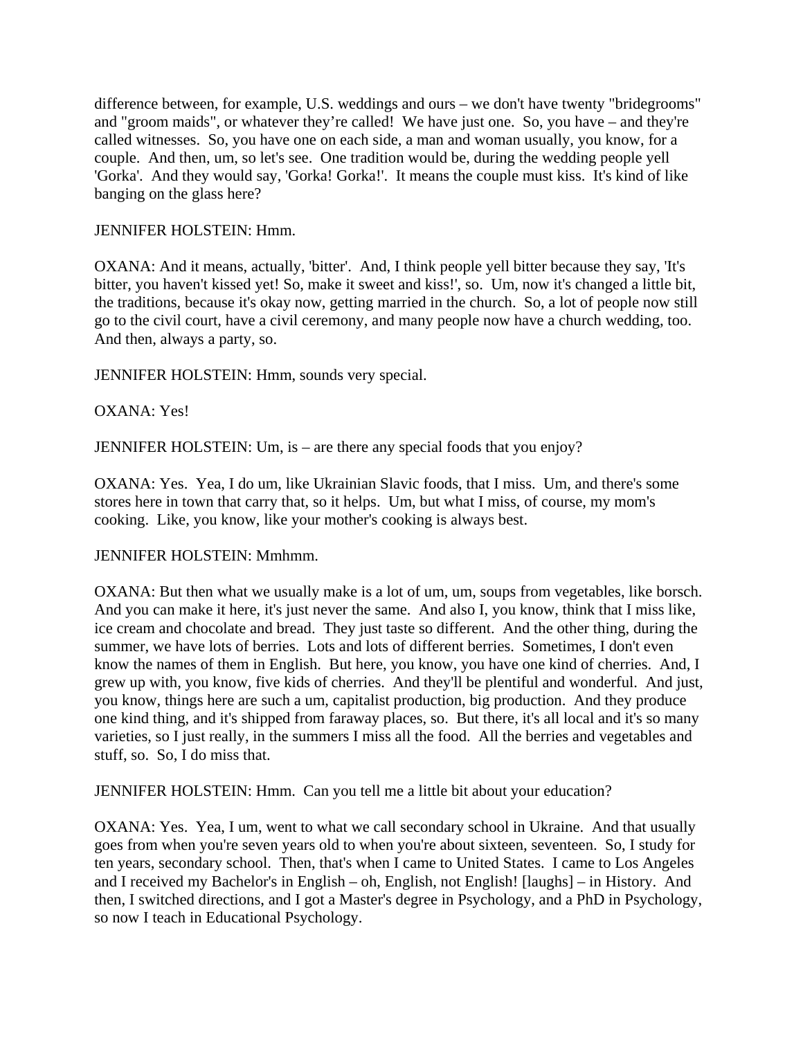difference between, for example, U.S. weddings and ours – we don't have twenty "bridegrooms" and "groom maids", or whatever they're called! We have just one. So, you have – and they're called witnesses. So, you have one on each side, a man and woman usually, you know, for a couple. And then, um, so let's see. One tradition would be, during the wedding people yell 'Gorka'. And they would say, 'Gorka! Gorka!'. It means the couple must kiss. It's kind of like banging on the glass here?

JENNIFER HOLSTEIN: Hmm.

OXANA: And it means, actually, 'bitter'. And, I think people yell bitter because they say, 'It's bitter, you haven't kissed yet! So, make it sweet and kiss!', so. Um, now it's changed a little bit, the traditions, because it's okay now, getting married in the church. So, a lot of people now still go to the civil court, have a civil ceremony, and many people now have a church wedding, too. And then, always a party, so.

JENNIFER HOLSTEIN: Hmm, sounds very special.

OXANA: Yes!

JENNIFER HOLSTEIN: Um, is – are there any special foods that you enjoy?

OXANA: Yes. Yea, I do um, like Ukrainian Slavic foods, that I miss. Um, and there's some stores here in town that carry that, so it helps. Um, but what I miss, of course, my mom's cooking. Like, you know, like your mother's cooking is always best.

JENNIFER HOLSTEIN: Mmhmm.

OXANA: But then what we usually make is a lot of um, um, soups from vegetables, like borsch. And you can make it here, it's just never the same. And also I, you know, think that I miss like, ice cream and chocolate and bread. They just taste so different. And the other thing, during the summer, we have lots of berries. Lots and lots of different berries. Sometimes, I don't even know the names of them in English. But here, you know, you have one kind of cherries. And, I grew up with, you know, five kids of cherries. And they'll be plentiful and wonderful. And just, you know, things here are such a um, capitalist production, big production. And they produce one kind thing, and it's shipped from faraway places, so. But there, it's all local and it's so many varieties, so I just really, in the summers I miss all the food. All the berries and vegetables and stuff, so. So, I do miss that.

JENNIFER HOLSTEIN: Hmm. Can you tell me a little bit about your education?

OXANA: Yes. Yea, I um, went to what we call secondary school in Ukraine. And that usually goes from when you're seven years old to when you're about sixteen, seventeen. So, I study for ten years, secondary school. Then, that's when I came to United States. I came to Los Angeles and I received my Bachelor's in English – oh, English, not English! [laughs] – in History. And then, I switched directions, and I got a Master's degree in Psychology, and a PhD in Psychology, so now I teach in Educational Psychology.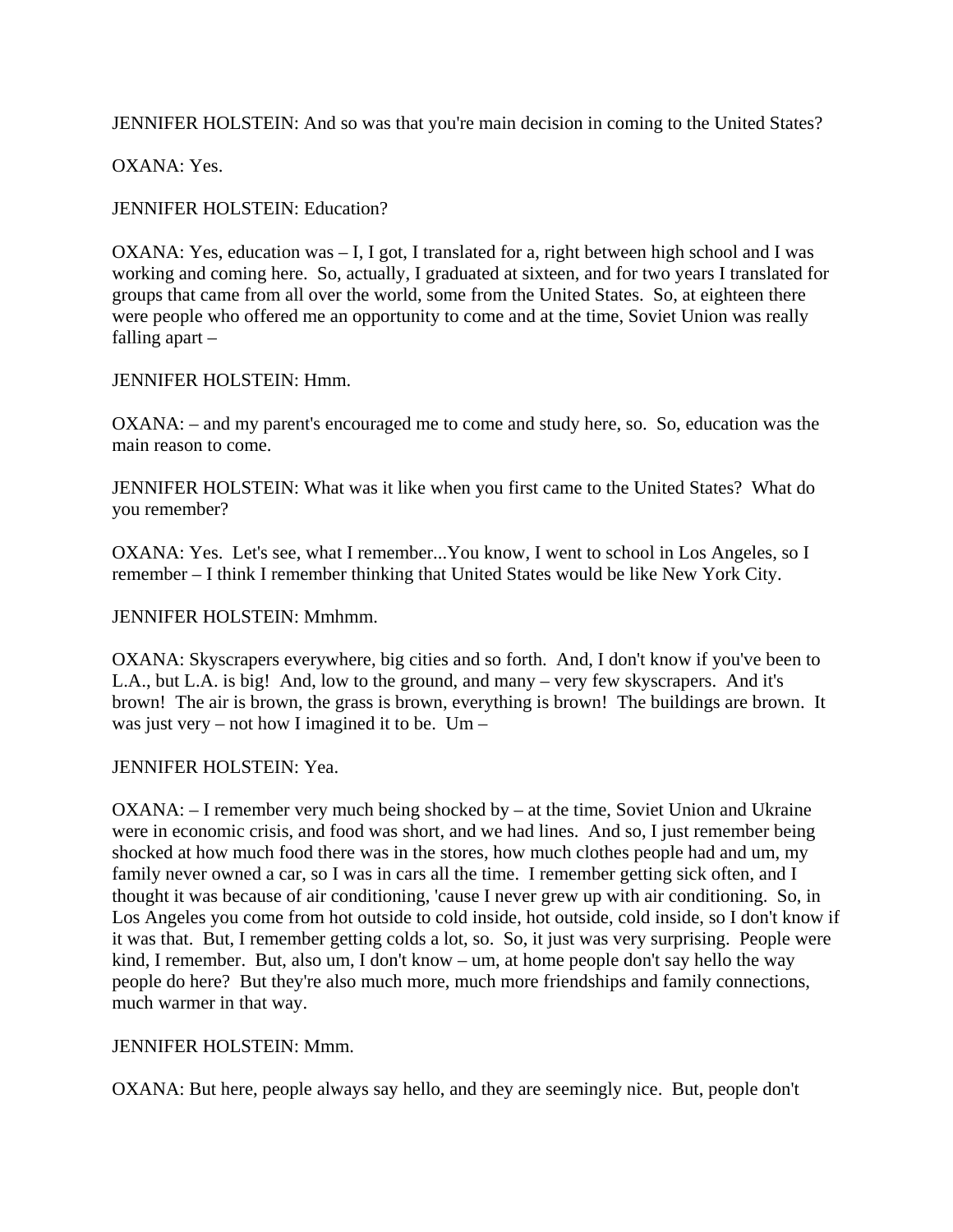JENNIFER HOLSTEIN: And so was that you're main decision in coming to the United States?

OXANA: Yes.

JENNIFER HOLSTEIN: Education?

OXANA: Yes, education was – I, I got, I translated for a, right between high school and I was working and coming here. So, actually, I graduated at sixteen, and for two years I translated for groups that came from all over the world, some from the United States. So, at eighteen there were people who offered me an opportunity to come and at the time, Soviet Union was really falling apart –

JENNIFER HOLSTEIN: Hmm.

OXANA: – and my parent's encouraged me to come and study here, so. So, education was the main reason to come.

JENNIFER HOLSTEIN: What was it like when you first came to the United States? What do you remember?

OXANA: Yes. Let's see, what I remember...You know, I went to school in Los Angeles, so I remember – I think I remember thinking that United States would be like New York City.

JENNIFER HOLSTEIN: Mmhmm.

OXANA: Skyscrapers everywhere, big cities and so forth. And, I don't know if you've been to L.A., but L.A. is big! And, low to the ground, and many – very few skyscrapers. And it's brown! The air is brown, the grass is brown, everything is brown! The buildings are brown. It was just very – not how I imagined it to be. Um –

JENNIFER HOLSTEIN: Yea.

OXANA: – I remember very much being shocked by – at the time, Soviet Union and Ukraine were in economic crisis, and food was short, and we had lines. And so, I just remember being shocked at how much food there was in the stores, how much clothes people had and um, my family never owned a car, so I was in cars all the time. I remember getting sick often, and I thought it was because of air conditioning, 'cause I never grew up with air conditioning. So, in Los Angeles you come from hot outside to cold inside, hot outside, cold inside, so I don't know if it was that. But, I remember getting colds a lot, so. So, it just was very surprising. People were kind, I remember. But, also um, I don't know – um, at home people don't say hello the way people do here? But they're also much more, much more friendships and family connections, much warmer in that way.

JENNIFER HOLSTEIN: Mmm.

OXANA: But here, people always say hello, and they are seemingly nice. But, people don't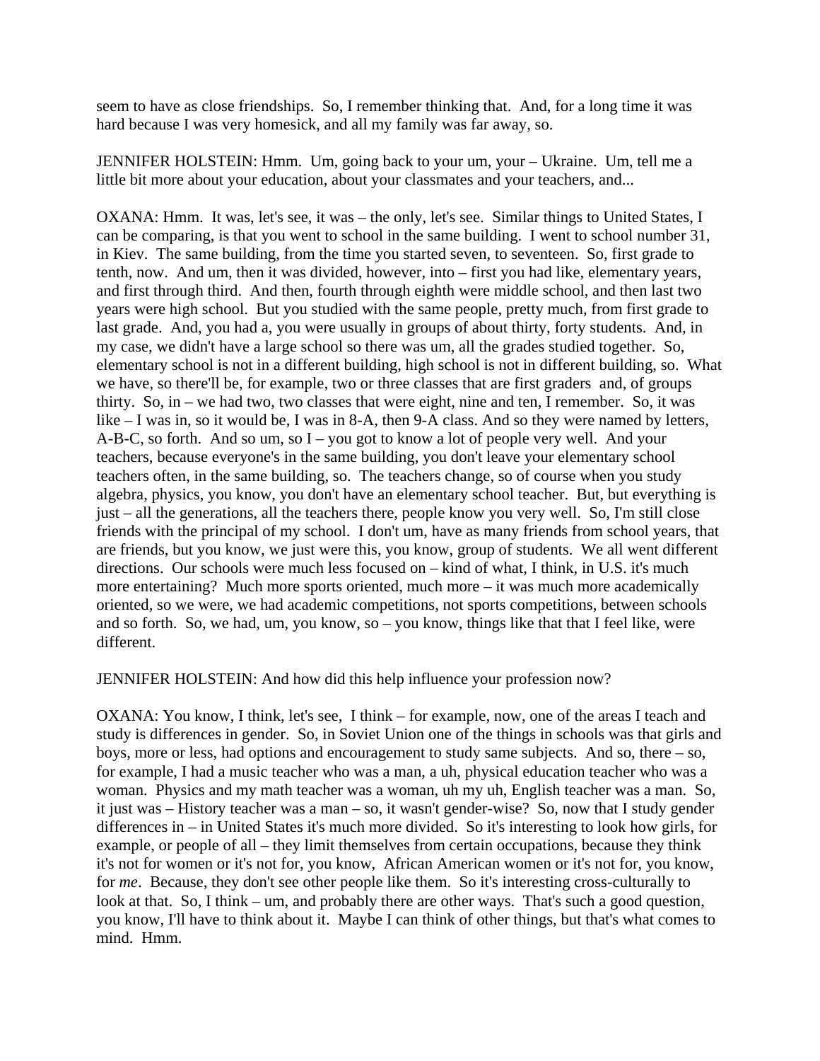seem to have as close friendships. So, I remember thinking that. And, for a long time it was hard because I was very homesick, and all my family was far away, so.

JENNIFER HOLSTEIN: Hmm. Um, going back to your um, your – Ukraine. Um, tell me a little bit more about your education, about your classmates and your teachers, and...

OXANA: Hmm. It was, let's see, it was – the only, let's see. Similar things to United States, I can be comparing, is that you went to school in the same building. I went to school number 31, in Kiev. The same building, from the time you started seven, to seventeen. So, first grade to tenth, now. And um, then it was divided, however, into – first you had like, elementary years, and first through third. And then, fourth through eighth were middle school, and then last two years were high school. But you studied with the same people, pretty much, from first grade to last grade. And, you had a, you were usually in groups of about thirty, forty students. And, in my case, we didn't have a large school so there was um, all the grades studied together. So, elementary school is not in a different building, high school is not in different building, so. What we have, so there'll be, for example, two or three classes that are first graders and, of groups thirty. So, in – we had two, two classes that were eight, nine and ten, I remember. So, it was like – I was in, so it would be, I was in 8-A, then 9-A class. And so they were named by letters, A-B-C, so forth. And so um, so I – you got to know a lot of people very well. And your teachers, because everyone's in the same building, you don't leave your elementary school teachers often, in the same building, so. The teachers change, so of course when you study algebra, physics, you know, you don't have an elementary school teacher. But, but everything is just – all the generations, all the teachers there, people know you very well. So, I'm still close friends with the principal of my school. I don't um, have as many friends from school years, that are friends, but you know, we just were this, you know, group of students. We all went different directions. Our schools were much less focused on – kind of what, I think, in U.S. it's much more entertaining? Much more sports oriented, much more – it was much more academically oriented, so we were, we had academic competitions, not sports competitions, between schools and so forth. So, we had, um, you know, so – you know, things like that that I feel like, were different.

JENNIFER HOLSTEIN: And how did this help influence your profession now?

OXANA: You know, I think, let's see, I think – for example, now, one of the areas I teach and study is differences in gender. So, in Soviet Union one of the things in schools was that girls and boys, more or less, had options and encouragement to study same subjects. And so, there – so, for example, I had a music teacher who was a man, a uh, physical education teacher who was a woman. Physics and my math teacher was a woman, uh my uh, English teacher was a man. So, it just was – History teacher was a man – so, it wasn't gender-wise? So, now that I study gender differences in – in United States it's much more divided. So it's interesting to look how girls, for example, or people of all – they limit themselves from certain occupations, because they think it's not for women or it's not for, you know, African American women or it's not for, you know, for *me*. Because, they don't see other people like them. So it's interesting cross-culturally to look at that. So, I think – um, and probably there are other ways. That's such a good question, you know, I'll have to think about it. Maybe I can think of other things, but that's what comes to mind. Hmm.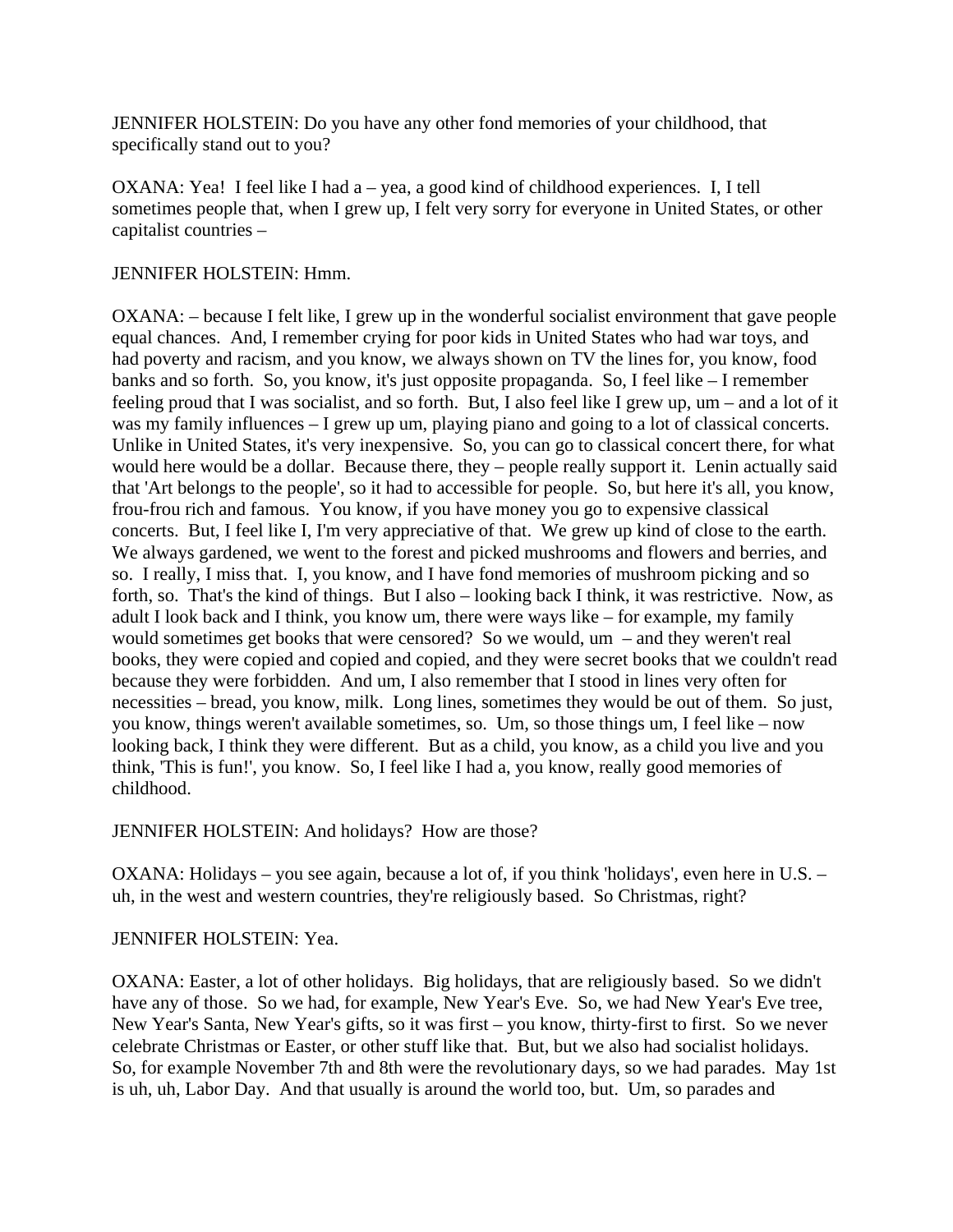JENNIFER HOLSTEIN: Do you have any other fond memories of your childhood, that specifically stand out to you?

OXANA: Yea! I feel like I had a – yea, a good kind of childhood experiences. I, I tell sometimes people that, when I grew up, I felt very sorry for everyone in United States, or other capitalist countries –

JENNIFER HOLSTEIN: Hmm.

OXANA: – because I felt like, I grew up in the wonderful socialist environment that gave people equal chances. And, I remember crying for poor kids in United States who had war toys, and had poverty and racism, and you know, we always shown on TV the lines for, you know, food banks and so forth. So, you know, it's just opposite propaganda. So, I feel like – I remember feeling proud that I was socialist, and so forth. But, I also feel like I grew up, um – and a lot of it was my family influences – I grew up um, playing piano and going to a lot of classical concerts. Unlike in United States, it's very inexpensive. So, you can go to classical concert there, for what would here would be a dollar. Because there, they – people really support it. Lenin actually said that 'Art belongs to the people', so it had to accessible for people. So, but here it's all, you know, frou-frou rich and famous. You know, if you have money you go to expensive classical concerts. But, I feel like I, I'm very appreciative of that. We grew up kind of close to the earth. We always gardened, we went to the forest and picked mushrooms and flowers and berries, and so. I really, I miss that. I, you know, and I have fond memories of mushroom picking and so forth, so. That's the kind of things. But I also – looking back I think, it was restrictive. Now, as adult I look back and I think, you know um, there were ways like – for example, my family would sometimes get books that were censored? So we would, um – and they weren't real books, they were copied and copied and copied, and they were secret books that we couldn't read because they were forbidden. And um, I also remember that I stood in lines very often for necessities – bread, you know, milk. Long lines, sometimes they would be out of them. So just, you know, things weren't available sometimes, so. Um, so those things um, I feel like – now looking back, I think they were different. But as a child, you know, as a child you live and you think, 'This is fun!', you know. So, I feel like I had a, you know, really good memories of childhood.

JENNIFER HOLSTEIN: And holidays? How are those?

OXANA: Holidays – you see again, because a lot of, if you think 'holidays', even here in U.S. – uh, in the west and western countries, they're religiously based. So Christmas, right?

JENNIFER HOLSTEIN: Yea.

OXANA: Easter, a lot of other holidays. Big holidays, that are religiously based. So we didn't have any of those. So we had, for example, New Year's Eve. So, we had New Year's Eve tree, New Year's Santa, New Year's gifts, so it was first – you know, thirty-first to first. So we never celebrate Christmas or Easter, or other stuff like that. But, but we also had socialist holidays. So, for example November 7th and 8th were the revolutionary days, so we had parades. May 1st is uh, uh, Labor Day. And that usually is around the world too, but. Um, so parades and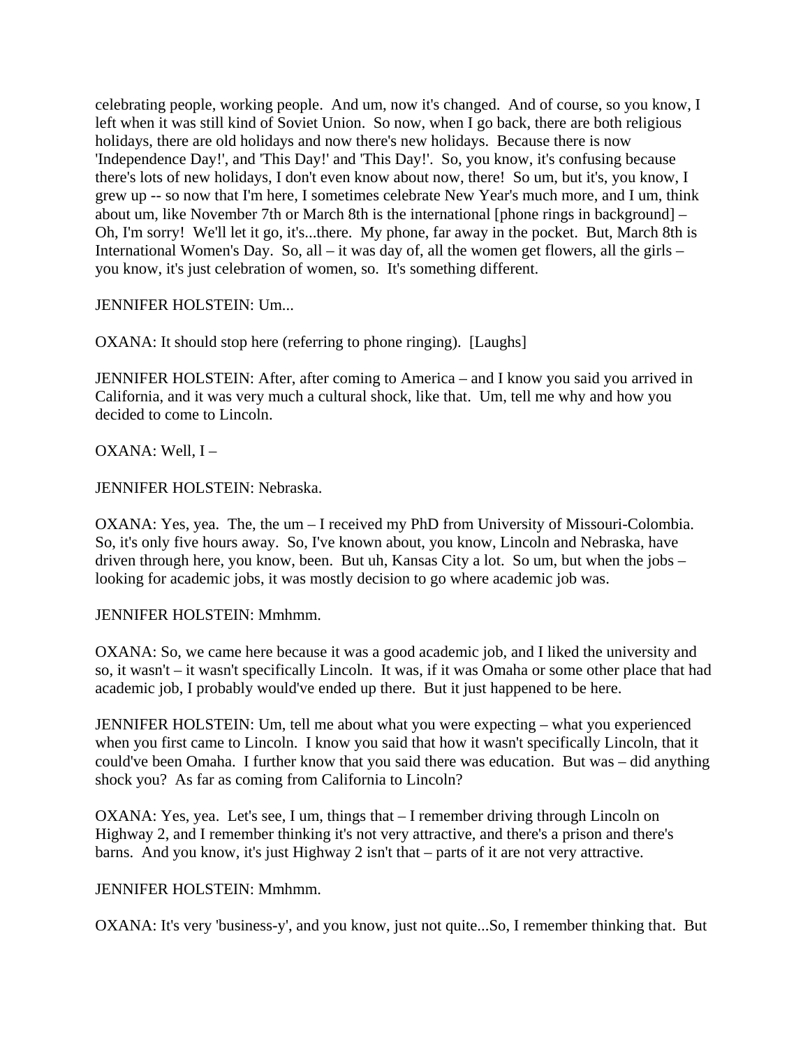celebrating people, working people. And um, now it's changed. And of course, so you know, I left when it was still kind of Soviet Union. So now, when I go back, there are both religious holidays, there are old holidays and now there's new holidays. Because there is now 'Independence Day!', and 'This Day!' and 'This Day!'. So, you know, it's confusing because there's lots of new holidays, I don't even know about now, there! So um, but it's, you know, I grew up -- so now that I'm here, I sometimes celebrate New Year's much more, and I um, think about um, like November 7th or March 8th is the international [phone rings in background] – Oh, I'm sorry! We'll let it go, it's...there. My phone, far away in the pocket. But, March 8th is International Women's Day. So, all – it was day of, all the women get flowers, all the girls – you know, it's just celebration of women, so. It's something different.

JENNIFER HOLSTEIN: Um...

OXANA: It should stop here (referring to phone ringing). [Laughs]

JENNIFER HOLSTEIN: After, after coming to America – and I know you said you arrived in California, and it was very much a cultural shock, like that. Um, tell me why and how you decided to come to Lincoln.

OXANA: Well, I –

JENNIFER HOLSTEIN: Nebraska.

OXANA: Yes, yea. The, the um – I received my PhD from University of Missouri-Colombia. So, it's only five hours away. So, I've known about, you know, Lincoln and Nebraska, have driven through here, you know, been. But uh, Kansas City a lot. So um, but when the jobs – looking for academic jobs, it was mostly decision to go where academic job was.

JENNIFER HOLSTEIN: Mmhmm.

OXANA: So, we came here because it was a good academic job, and I liked the university and so, it wasn't – it wasn't specifically Lincoln. It was, if it was Omaha or some other place that had academic job, I probably would've ended up there. But it just happened to be here.

JENNIFER HOLSTEIN: Um, tell me about what you were expecting – what you experienced when you first came to Lincoln. I know you said that how it wasn't specifically Lincoln, that it could've been Omaha. I further know that you said there was education. But was – did anything shock you? As far as coming from California to Lincoln?

OXANA: Yes, yea. Let's see, I um, things that – I remember driving through Lincoln on Highway 2, and I remember thinking it's not very attractive, and there's a prison and there's barns. And you know, it's just Highway 2 isn't that – parts of it are not very attractive.

JENNIFER HOLSTEIN: Mmhmm.

OXANA: It's very 'business-y', and you know, just not quite...So, I remember thinking that. But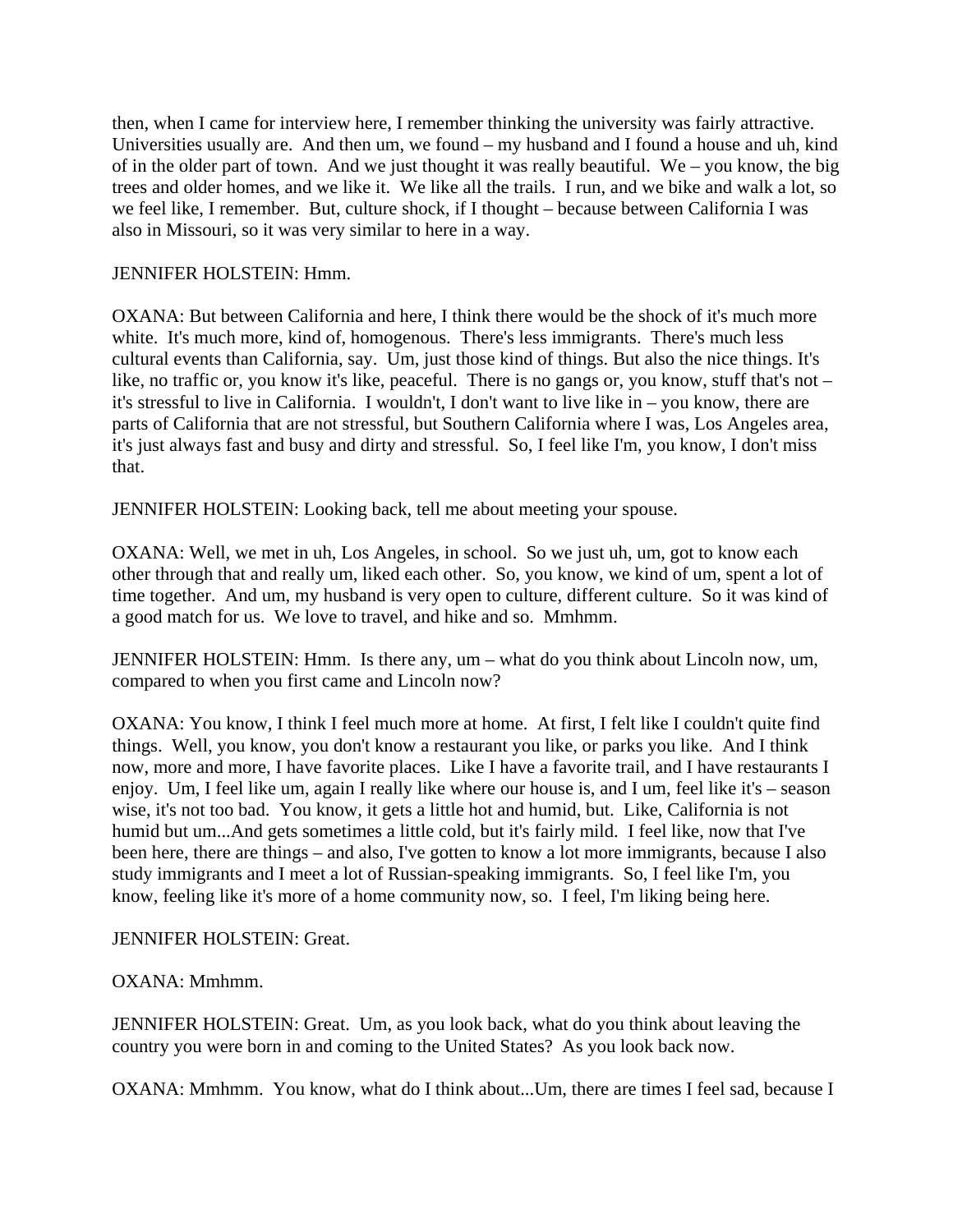then, when I came for interview here, I remember thinking the university was fairly attractive. Universities usually are. And then um, we found – my husband and I found a house and uh, kind of in the older part of town. And we just thought it was really beautiful. We – you know, the big trees and older homes, and we like it. We like all the trails. I run, and we bike and walk a lot, so we feel like, I remember. But, culture shock, if I thought – because between California I was also in Missouri, so it was very similar to here in a way.

JENNIFER HOLSTEIN: Hmm.

OXANA: But between California and here, I think there would be the shock of it's much more white. It's much more, kind of, homogenous. There's less immigrants. There's much less cultural events than California, say. Um, just those kind of things. But also the nice things. It's like, no traffic or, you know it's like, peaceful. There is no gangs or, you know, stuff that's not – it's stressful to live in California. I wouldn't, I don't want to live like in – you know, there are parts of California that are not stressful, but Southern California where I was, Los Angeles area, it's just always fast and busy and dirty and stressful. So, I feel like I'm, you know, I don't miss that.

JENNIFER HOLSTEIN: Looking back, tell me about meeting your spouse.

OXANA: Well, we met in uh, Los Angeles, in school. So we just uh, um, got to know each other through that and really um, liked each other. So, you know, we kind of um, spent a lot of time together. And um, my husband is very open to culture, different culture. So it was kind of a good match for us. We love to travel, and hike and so. Mmhmm.

JENNIFER HOLSTEIN: Hmm. Is there any, um – what do you think about Lincoln now, um, compared to when you first came and Lincoln now?

OXANA: You know, I think I feel much more at home. At first, I felt like I couldn't quite find things. Well, you know, you don't know a restaurant you like, or parks you like. And I think now, more and more, I have favorite places. Like I have a favorite trail, and I have restaurants I enjoy. Um, I feel like um, again I really like where our house is, and I um, feel like it's – season wise, it's not too bad. You know, it gets a little hot and humid, but. Like, California is not humid but um...And gets sometimes a little cold, but it's fairly mild. I feel like, now that I've been here, there are things – and also, I've gotten to know a lot more immigrants, because I also study immigrants and I meet a lot of Russian-speaking immigrants. So, I feel like I'm, you know, feeling like it's more of a home community now, so. I feel, I'm liking being here.

JENNIFER HOLSTEIN: Great.

OXANA: Mmhmm.

JENNIFER HOLSTEIN: Great. Um, as you look back, what do you think about leaving the country you were born in and coming to the United States? As you look back now.

OXANA: Mmhmm. You know, what do I think about...Um, there are times I feel sad, because I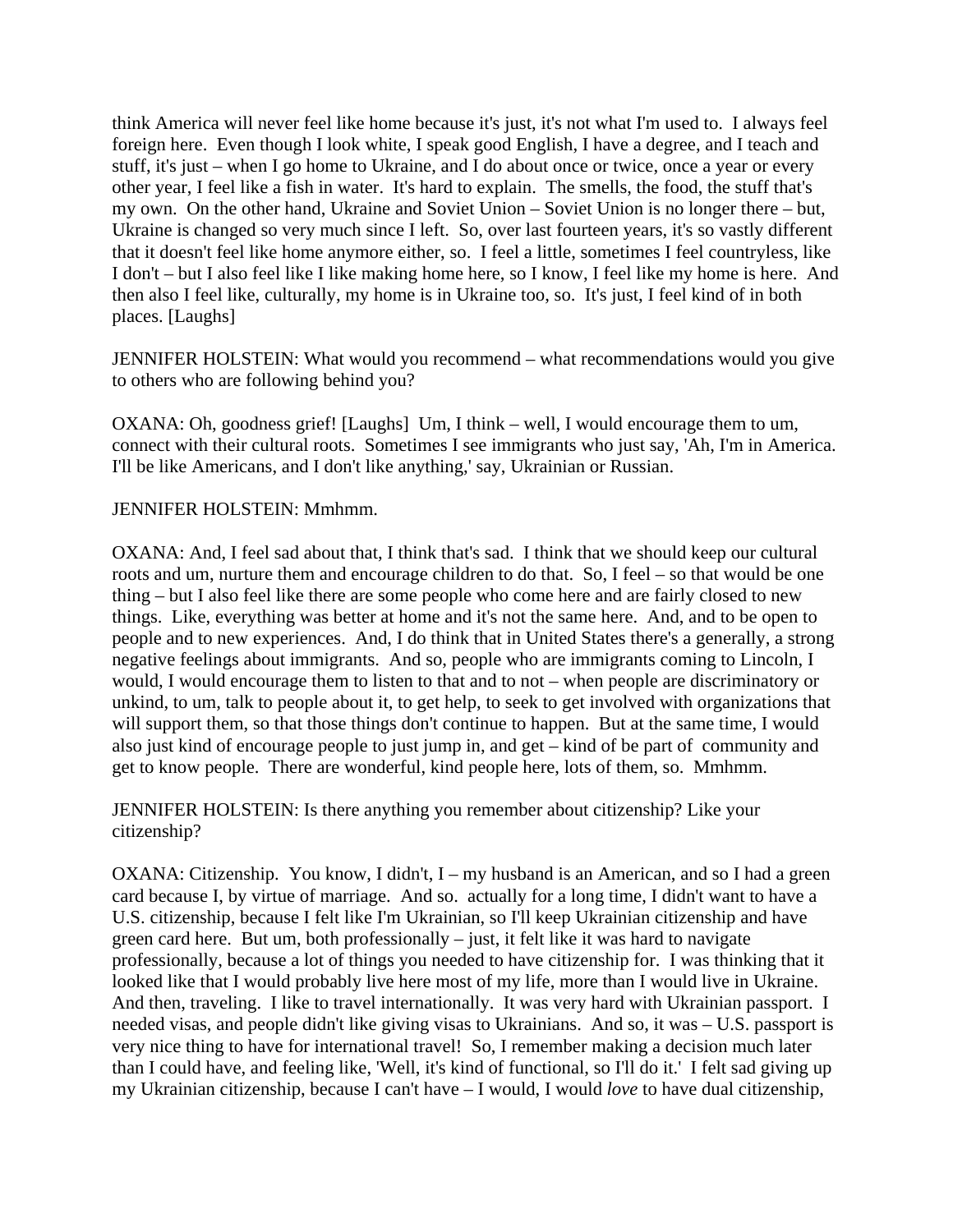think America will never feel like home because it's just, it's not what I'm used to. I always feel foreign here. Even though I look white, I speak good English, I have a degree, and I teach and stuff, it's just – when I go home to Ukraine, and I do about once or twice, once a year or every other year, I feel like a fish in water. It's hard to explain. The smells, the food, the stuff that's my own. On the other hand, Ukraine and Soviet Union – Soviet Union is no longer there – but, Ukraine is changed so very much since I left. So, over last fourteen years, it's so vastly different that it doesn't feel like home anymore either, so. I feel a little, sometimes I feel countryless, like I don't – but I also feel like I like making home here, so I know, I feel like my home is here. And then also I feel like, culturally, my home is in Ukraine too, so. It's just, I feel kind of in both places. [Laughs]

JENNIFER HOLSTEIN: What would you recommend – what recommendations would you give to others who are following behind you?

OXANA: Oh, goodness grief! [Laughs] Um, I think – well, I would encourage them to um, connect with their cultural roots. Sometimes I see immigrants who just say, 'Ah, I'm in America. I'll be like Americans, and I don't like anything,' say, Ukrainian or Russian.

JENNIFER HOLSTEIN: Mmhmm.

OXANA: And, I feel sad about that, I think that's sad. I think that we should keep our cultural roots and um, nurture them and encourage children to do that. So, I feel – so that would be one thing – but I also feel like there are some people who come here and are fairly closed to new things. Like, everything was better at home and it's not the same here. And, and to be open to people and to new experiences. And, I do think that in United States there's a generally, a strong negative feelings about immigrants. And so, people who are immigrants coming to Lincoln, I would, I would encourage them to listen to that and to not – when people are discriminatory or unkind, to um, talk to people about it, to get help, to seek to get involved with organizations that will support them, so that those things don't continue to happen. But at the same time, I would also just kind of encourage people to just jump in, and get – kind of be part of community and get to know people. There are wonderful, kind people here, lots of them, so. Mmhmm.

JENNIFER HOLSTEIN: Is there anything you remember about citizenship? Like your citizenship?

OXANA: Citizenship. You know, I didn't, I – my husband is an American, and so I had a green card because I, by virtue of marriage. And so. actually for a long time, I didn't want to have a U.S. citizenship, because I felt like I'm Ukrainian, so I'll keep Ukrainian citizenship and have green card here. But um, both professionally – just, it felt like it was hard to navigate professionally, because a lot of things you needed to have citizenship for. I was thinking that it looked like that I would probably live here most of my life, more than I would live in Ukraine. And then, traveling. I like to travel internationally. It was very hard with Ukrainian passport. I needed visas, and people didn't like giving visas to Ukrainians. And so, it was – U.S. passport is very nice thing to have for international travel! So, I remember making a decision much later than I could have, and feeling like, 'Well, it's kind of functional, so I'll do it.' I felt sad giving up my Ukrainian citizenship, because I can't have – I would, I would *love* to have dual citizenship,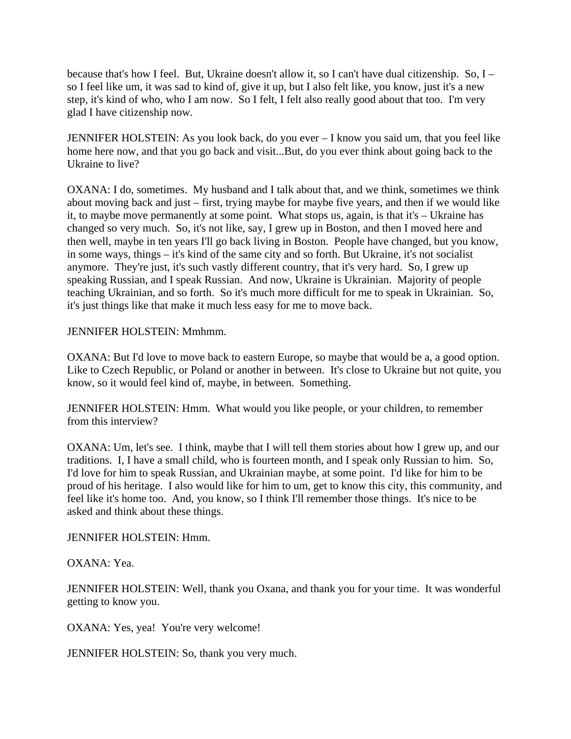because that's how I feel. But, Ukraine doesn't allow it, so I can't have dual citizenship. So, I – so I feel like um, it was sad to kind of, give it up, but I also felt like, you know, just it's a new step, it's kind of who, who I am now. So I felt, I felt also really good about that too. I'm very glad I have citizenship now.

JENNIFER HOLSTEIN: As you look back, do you ever – I know you said um, that you feel like home here now, and that you go back and visit...But, do you ever think about going back to the Ukraine to live?

OXANA: I do, sometimes. My husband and I talk about that, and we think, sometimes we think about moving back and just – first, trying maybe for maybe five years, and then if we would like it, to maybe move permanently at some point. What stops us, again, is that it's – Ukraine has changed so very much. So, it's not like, say, I grew up in Boston, and then I moved here and then well, maybe in ten years I'll go back living in Boston. People have changed, but you know, in some ways, things – it's kind of the same city and so forth. But Ukraine, it's not socialist anymore. They're just, it's such vastly different country, that it's very hard. So, I grew up speaking Russian, and I speak Russian. And now, Ukraine is Ukrainian. Majority of people teaching Ukrainian, and so forth. So it's much more difficult for me to speak in Ukrainian. So, it's just things like that make it much less easy for me to move back.

JENNIFER HOLSTEIN: Mmhmm.

OXANA: But I'd love to move back to eastern Europe, so maybe that would be a, a good option. Like to Czech Republic, or Poland or another in between. It's close to Ukraine but not quite, you know, so it would feel kind of, maybe, in between. Something.

JENNIFER HOLSTEIN: Hmm. What would you like people, or your children, to remember from this interview?

OXANA: Um, let's see. I think, maybe that I will tell them stories about how I grew up, and our traditions. I, I have a small child, who is fourteen month, and I speak only Russian to him. So, I'd love for him to speak Russian, and Ukrainian maybe, at some point. I'd like for him to be proud of his heritage. I also would like for him to um, get to know this city, this community, and feel like it's home too. And, you know, so I think I'll remember those things. It's nice to be asked and think about these things.

JENNIFER HOLSTEIN: Hmm.

OXANA: Yea.

JENNIFER HOLSTEIN: Well, thank you Oxana, and thank you for your time. It was wonderful getting to know you.

OXANA: Yes, yea! You're very welcome!

JENNIFER HOLSTEIN: So, thank you very much.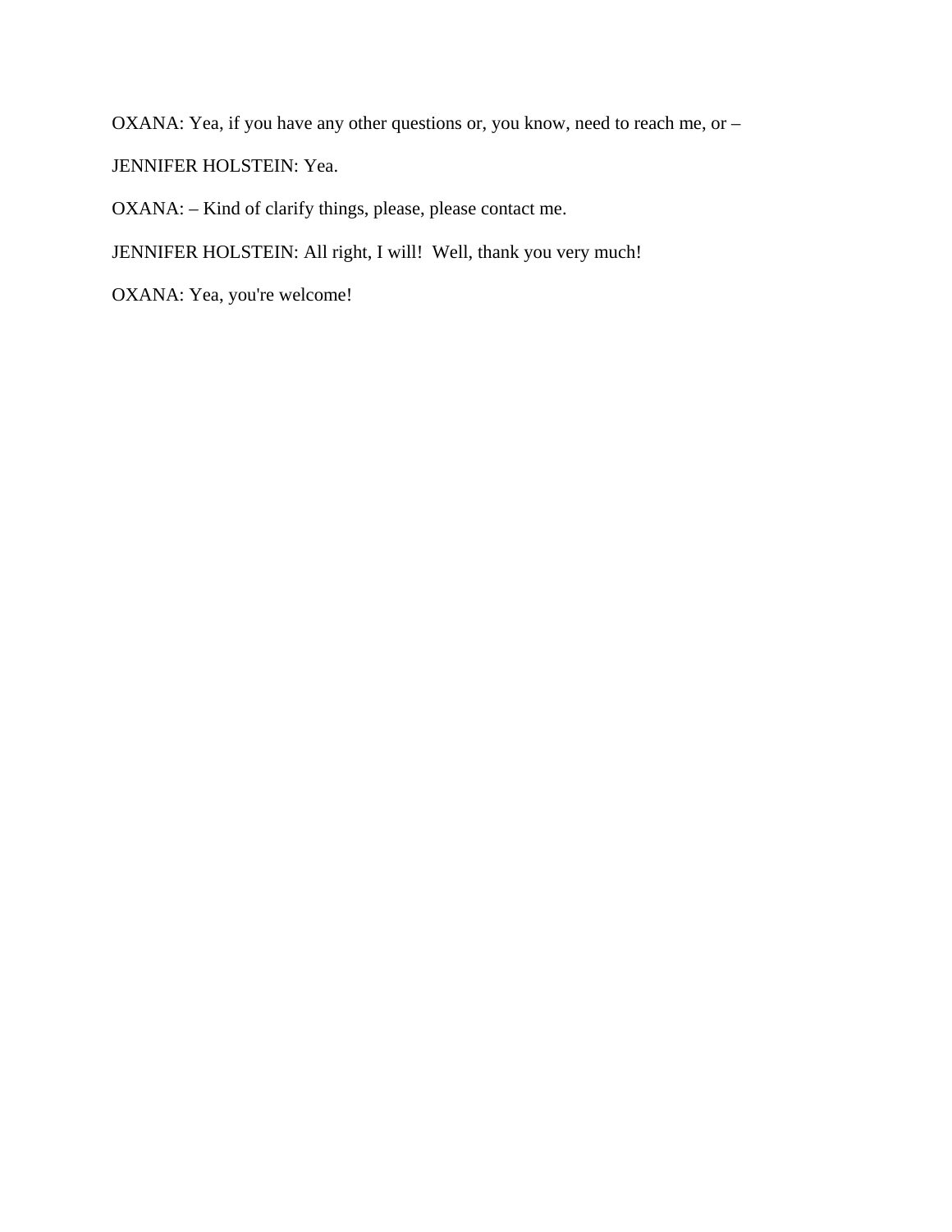OXANA: Yea, if you have any other questions or, you know, need to reach me, or –

JENNIFER HOLSTEIN: Yea.

OXANA: – Kind of clarify things, please, please contact me.

JENNIFER HOLSTEIN: All right, I will!  Well, thank you very much!

OXANA: Yea, you're welcome!